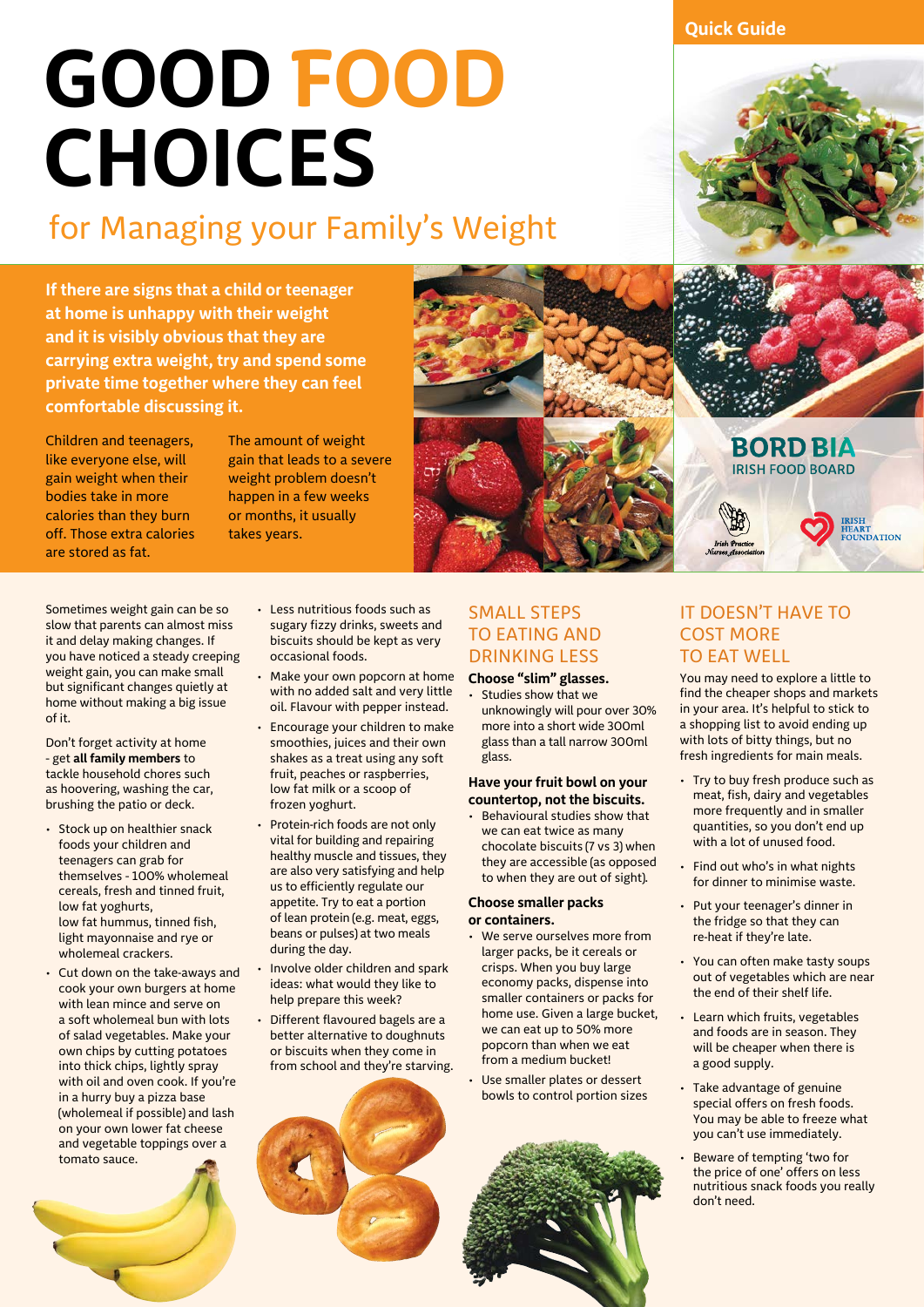Quick Guide

# GOOD FOOD CHOICES

## for Managing your Family's Weight

**If there are signs that a child or teenager at home is unhappy with their weight and it is visibly obvious that they are carrying extra weight, try and spend some private time together where they can feel comfortable discussing it.**

Children and teenagers, like everyone else, will gain weight when their bodies take in more calories than they burn off. Those extra calories are stored as fat.

The amount of weight gain that leads to a severe weight problem doesn't happen in a few weeks or months, it usually takes years.

BORD BIA
IRISH FOOD BOARD

Irish Practice Nurses Association

IRISH HEART FOUNDATION

Sometimes weight gain can be so slow that parents can almost miss it and delay making changes. If you have noticed a steady creeping weight gain, you can make small but significant changes quietly at home without making a big issue of it.

Don't forget activity at home - get **all family members** to tackle household chores such as hoovering, washing the car, brushing the patio or deck.

- Stock up on healthier snack foods your children and teenagers can grab for themselves - 100% wholemeal cereals, fresh and tinned fruit, low fat yoghurts, low fat hummus, tinned fish, light mayonnaise and rye or wholemeal crackers.
- Cut down on the take-aways and cook your own burgers at home with lean mince and serve on a soft wholemeal bun with lots of salad vegetables. Make your own chips by cutting potatoes into thick chips, lightly spray with oil and oven cook. If you're in a hurry buy a pizza base (wholemeal if possible) and lash on your own lower fat cheese and vegetable toppings over a tomato sauce.
- Less nutritious foods such as sugary fizzy drinks, sweets and biscuits should be kept as very occasional foods.
- Make your own popcorn at home with no added salt and very little oil. Flavour with pepper instead.
- Encourage your children to make smoothies, juices and their own shakes as a treat using any soft fruit, peaches or raspberries, low fat milk or a scoop of frozen yoghurt.
- Protein-rich foods are not only vital for building and repairing healthy muscles and tissues, they are also very satisfying and help us to efficiently regulate our appetite. Try to eat a portion of lean protein (e.g. meat, eggs, beans or pulses) at two meals during the day.
- Involve older children and spark ideas: what would they like to help prepare this week?
- Different flavoured bagels are a better alternative to doughnuts or biscuits when they come in from school and they're starving.

## SMALL STEPS TO EATING AND DRINKING LESS

### Choose "slim" glasses.

- Studies show that we unknowingly will pour over 30% more into a short wide 300ml glass than a tall narrow 300ml glass.

### Have your fruit bowl on your countertop, not the biscuits.

- Behavioural studies show that we can eat twice as many chocolate biscuits (7 vs 3) when they are accessible (as opposed to when they are out of sight).

### Choose smaller packs or containers.

- We serve ourselves more from larger packs, be it cereals or crisps. When you buy large economy packs, dispense into smaller containers or packs for home use. Given a large bucket, we can eat up to 50% more popcorn than when we eat from a medium bucket!
- Use smaller plates or dessert bowls to control portion sizes

## IT DOESN'T HAVE TO COST MORE TO EAT WELL

You may need to explore a little to find the cheaper shops and markets in your area. It's helpful to stick to a shopping list to avoid ending up with lots of bitty things, but no fresh ingredients for main meals.

- Try to buy fresh produce such as meat, fish, dairy and vegetables more frequently and in smaller quantities, so you don't end up with a lot of unused food.
- Find out who's in what nights for dinner to minimise waste.
- Put your teenager's dinner in the fridge so that they can re-heat if they're late.
- You can often make tasty soups out of vegetables which are near the end of their shelf life.
- Learn which fruits, vegetables and foods are in season. They will be cheaper when there is a good supply.
- Take advantage of genuine special offers on fresh foods. You may be able to freeze what you can't use immediately.
- Beware of tempting 'two for the price of one' offers on less nutritious snack foods you really don't need.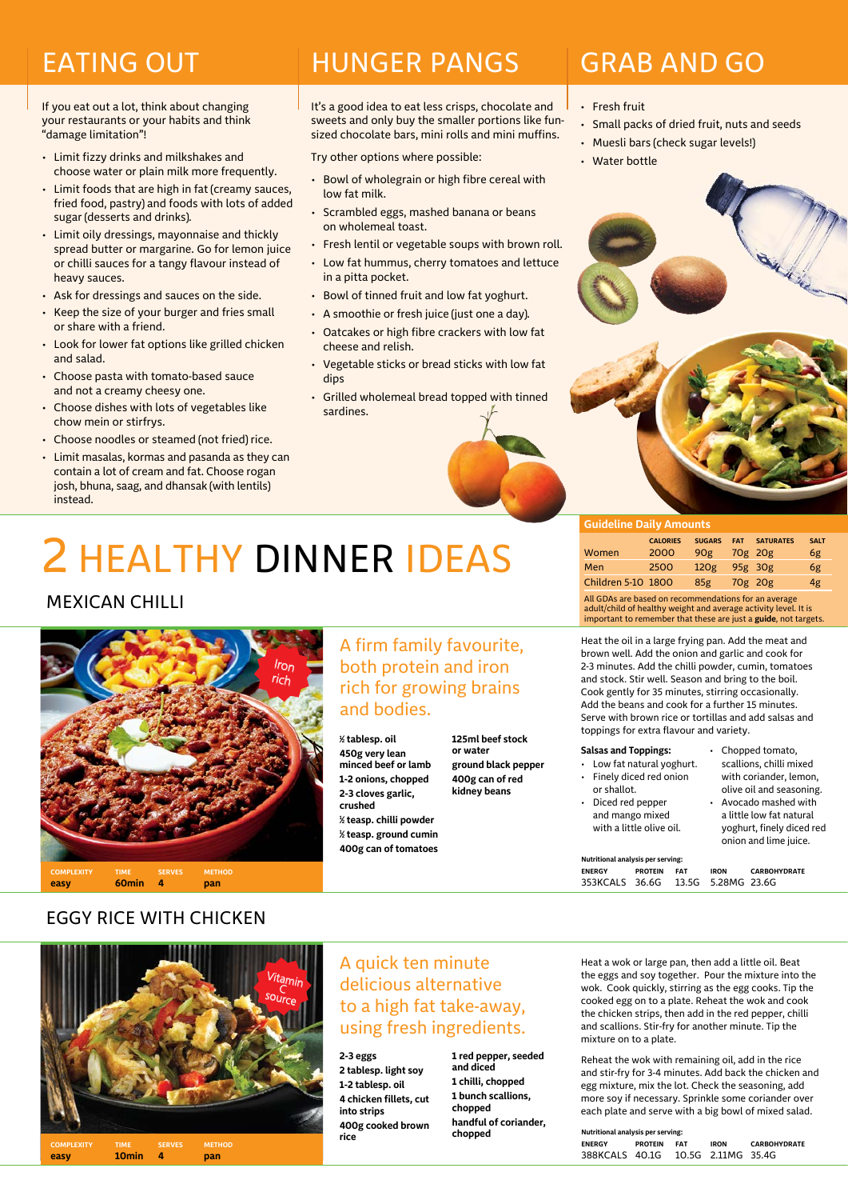## EATING OUT

If you eat out a lot, think about changing your restaurants or your habits and think "damage limitation"!

- Limit fizzy drinks and milkshakes and choose water or plain milk more frequently.
- Limit foods that are high in fat (creamy sauces, fried food, pastry) and foods with lots of added sugar (desserts and drinks).
- Limit oily dressings, mayonnaise and thickly spread butter or margarine. Go for lemon juice or chilli sauces for a tangy flavour instead of heavy sauces.
- Ask for dressings and sauces on the side.
- Keep the size of your burger and fries small or share with a friend.
- Look for lower fat options like grilled chicken and salad.
- Choose pasta with tomato-based sauce and not a creamy cheesy one.
- Choose dishes with lots of vegetables like chow mein or stirfrys.
- Choose noodles or steamed (not fried) rice.
- Limit masalas, kormas and pasanda as they can contain a lot of cream and fat. Choose rogan josh, bhuna, saag, and dhansak (with lentils) instead.

## HUNGER PANGS

It's a good idea to eat less crisps, chocolate and sweets and only buy the smaller portions like fun-sized chocolate bars, mini rolls and mini muffins.

Try other options where possible:

- Bowl of wholegrain or high fibre cereal with low fat milk.
- Scrambled eggs, mashed banana or beans on wholemeal toast.
- Fresh lentil or vegetable soups with brown roll.
- Low fat hummus, cherry tomatoes and lettuce in a pitta pocket.
- Bowl of tinned fruit and low fat yoghurt.
- A smoothie or fresh juice (just one a day).
- Oatcakes or high fibre crackers with low fat cheese and relish.
- Vegetable sticks or bread sticks with low fat dips
- Grilled wholemeal bread topped with tinned sardines.

## GRAB AND GO

- Fresh fruit
- Small packs of dried fruit, nuts and seeds
- Muesli bars (check sugar levels!)
- Water bottle

### Guideline Daily Amounts

| | CALORIES | SUGARS | FAT | SATURATES | SALT |
|---|---|---|---|---|---|
| Women | 2000 | 90g | 70g | 20g | 6g |
| Men | 2500 | 120g | 95g | 30g | 6g |
| Children 5-10 | 1800 | 85g | 70g | 20g | 4g |

All GDAs are based on recommendations for an average adult/child of healthy weight and average activity level. It is important to remember that these are just a **guide**, not targets.

# 2 HEALTHY DINNER IDEAS

## MEXICAN CHILLI

Iron rich

| COMPLEXITY | TIME | SERVES | METHOD |
|---|---|---|---|
| easy | 60min | 4 | pan |

A firm family favourite, both protein and iron rich for growing brains and bodies.

- **½ tablesp. oil**
- **450g very lean minced beef or lamb**
- **1-2 onions, chopped**
- **2-3 cloves garlic, crushed**
- **½ teasp. chilli powder**
- **½ teasp. ground cumin**
- **400g can of tomatoes**
- **125ml beef stock or water**
- **ground black pepper**
- **400g can of red kidney beans**

Heat the oil in a large frying pan. Add the meat and brown well. Add the onion and garlic and cook for 2-3 minutes. Add the chilli powder, cumin, tomatoes and stock. Stir well. Season and bring to the boil. Cook gently for 35 minutes, stirring occasionally. Add the beans and cook for a further 15 minutes. Serve with brown rice or tortillas and add salsas and toppings for extra flavour and variety.

**Salsas and Toppings:**

- Low fat natural yoghurt.
- Finely diced red onion or shallot.
- Diced red pepper and mango mixed with a little olive oil.
- Chopped tomato, scallions, chilli mixed with coriander, lemon, olive oil and seasoning.
- Avocado mashed with a little low fat natural yoghurt, finely diced red onion and lime juice.

**Nutritional analysis per serving:**

| ENERGY | PROTEIN | FAT | IRON | CARBOHYDRATE |
|---|---|---|---|---|
| 353KCALS | 36.6G | 13.5G | 5.28MG | 23.6G |

## EGGY RICE WITH CHICKEN

Vitamin C source

| COMPLEXITY | TIME | SERVES | METHOD |
|---|---|---|---|
| easy | 10min | 4 | pan |

A quick ten minute delicious alternative to a high fat take-away, using fresh ingredients.

- **2-3 eggs**
- **2 tablesp. light soy**
- **1-2 tablesp. oil**
- **4 chicken fillets, cut into strips**
- **400g cooked brown rice**
- **1 red pepper, seeded and diced**
- **1 chilli, chopped**
- **1 bunch scallions, chopped**
- **handful of coriander, chopped**

Heat a wok or large pan, then add a little oil. Beat the eggs and soy together. Pour the mixture into the wok. Cook quickly, stirring as the egg cooks. Tip the cooked egg on to a plate. Reheat the wok and cook the chicken strips, then add in the red pepper, chilli and scallions. Stir-fry for another minute. Tip the mixture on to a plate.

Reheat the wok with remaining oil, add in the rice and stir-fry for 3-4 minutes. Add back the chicken and egg mixture, mix the lot. Check the seasoning, add more soy if necessary. Sprinkle some coriander over each plate and serve with a big bowl of mixed salad.

**Nutritional analysis per serving:**

| ENERGY | PROTEIN | FAT | IRON | CARBOHYDRATE |
|---|---|---|---|---|
| 388KCALS | 40.1G | 10.5G | 2.11MG | 35.4G |